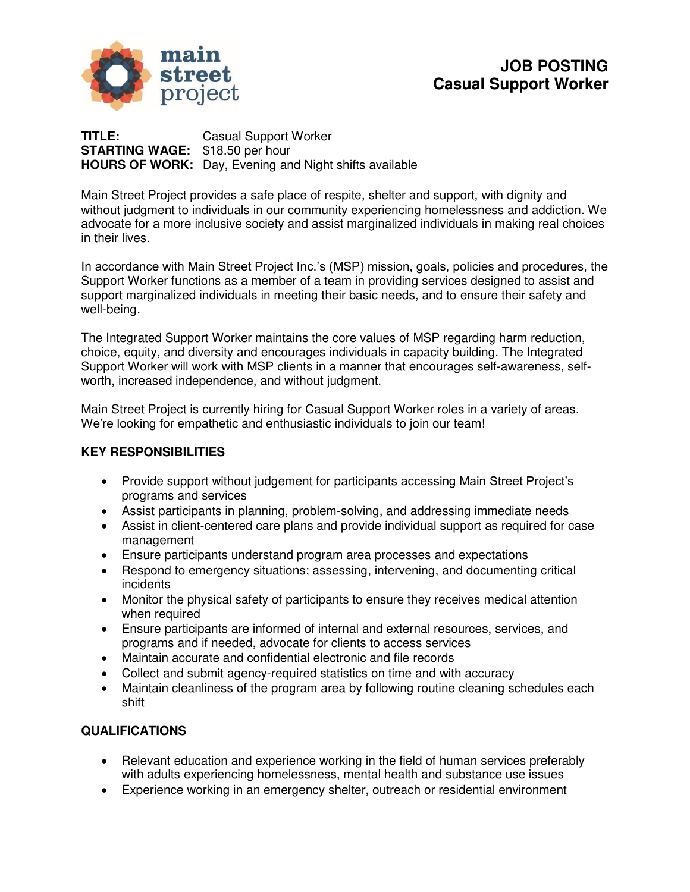# JOB POSTING
## Casual Support Worker

**TITLE:** Casual Support Worker
**STARTING WAGE:** $18.50 per hour
**HOURS OF WORK:** Day, Evening and Night shifts available

Main Street Project provides a safe place of respite, shelter and support, with dignity and without judgment to individuals in our community experiencing homelessness and addiction. We advocate for a more inclusive society and assist marginalized individuals in making real choices in their lives.

In accordance with Main Street Project Inc.'s (MSP) mission, goals, policies and procedures, the Support Worker functions as a member of a team in providing services designed to assist and support marginalized individuals in meeting their basic needs, and to ensure their safety and well-being.

The Integrated Support Worker maintains the core values of MSP regarding harm reduction, choice, equity, and diversity and encourages individuals in capacity building. The Integrated Support Worker will work with MSP clients in a manner that encourages self-awareness, self-worth, increased independence, and without judgment.

Main Street Project is currently hiring for Casual Support Worker roles in a variety of areas. We're looking for empathetic and enthusiastic individuals to join our team!

### KEY RESPONSIBILITIES

- Provide support without judgement for participants accessing Main Street Project's programs and services
- Assist participants in planning, problem-solving, and addressing immediate needs
- Assist in client-centered care plans and provide individual support as required for case management
- Ensure participants understand program area processes and expectations
- Respond to emergency situations; assessing, intervening, and documenting critical incidents
- Monitor the physical safety of participants to ensure they receives medical attention when required
- Ensure participants are informed of internal and external resources, services, and programs and if needed, advocate for clients to access services
- Maintain accurate and confidential electronic and file records
- Collect and submit agency-required statistics on time and with accuracy
- Maintain cleanliness of the program area by following routine cleaning schedules each shift

### QUALIFICATIONS

- Relevant education and experience working in the field of human services preferably with adults experiencing homelessness, mental health and substance use issues
- Experience working in an emergency shelter, outreach or residential environment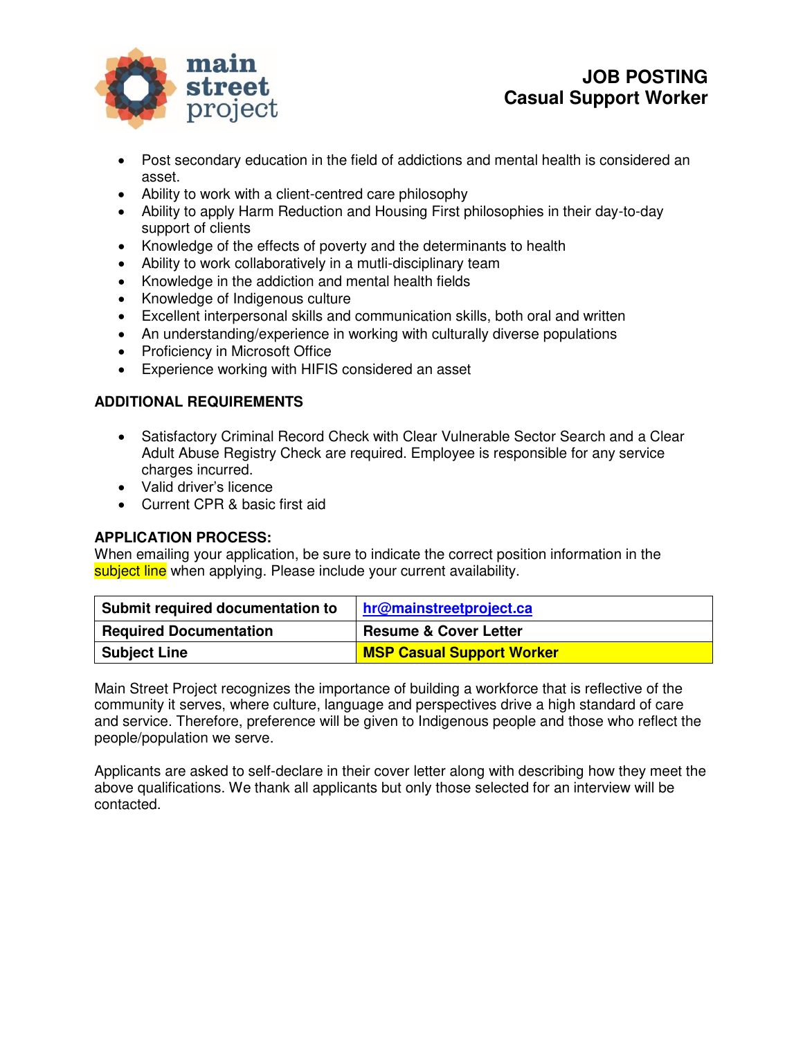# JOB POSTING
## Casual Support Worker

- Post secondary education in the field of addictions and mental health is considered an asset.
- Ability to work with a client-centred care philosophy
- Ability to apply Harm Reduction and Housing First philosophies in their day-to-day support of clients
- Knowledge of the effects of poverty and the determinants to health
- Ability to work collaboratively in a mutli-disciplinary team
- Knowledge in the addiction and mental health fields
- Knowledge of Indigenous culture
- Excellent interpersonal skills and communication skills, both oral and written
- An understanding/experience in working with culturally diverse populations
- Proficiency in Microsoft Office
- Experience working with HIFIS considered an asset

**ADDITIONAL REQUIREMENTS**

- Satisfactory Criminal Record Check with Clear Vulnerable Sector Search and a Clear Adult Abuse Registry Check are required. Employee is responsible for any service charges incurred.
- Valid driver's licence
- Current CPR & basic first aid

**APPLICATION PROCESS:**
When emailing your application, be sure to indicate the correct position information in the subject line when applying. Please include your current availability.

| | |
|---|---|
| **Submit required documentation to** | **hr@mainstreetproject.ca** |
| **Required Documentation** | **Resume & Cover Letter** |
| **Subject Line** | **MSP Casual Support Worker** |

Main Street Project recognizes the importance of building a workforce that is reflective of the community it serves, where culture, language and perspectives drive a high standard of care and service. Therefore, preference will be given to Indigenous people and those who reflect the people/population we serve.

Applicants are asked to self-declare in their cover letter along with describing how they meet the above qualifications. We thank all applicants but only those selected for an interview will be contacted.